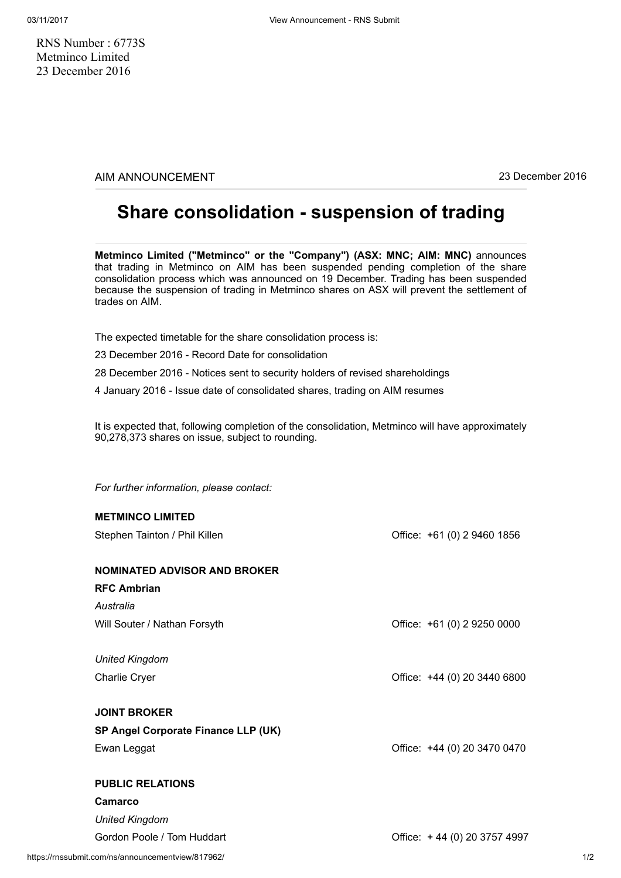RNS Number : 6773S
Metminco Limited
23 December 2016

AIM ANNOUNCEMENT

23 December 2016

# Share consolidation - suspension of trading

**Metminco Limited ("Metminco" or the "Company") (ASX: MNC; AIM: MNC)** announces that trading in Metminco on AIM has been suspended pending completion of the share consolidation process which was announced on 19 December. Trading has been suspended because the suspension of trading in Metminco shares on ASX will prevent the settlement of trades on AIM.

The expected timetable for the share consolidation process is:

23 December 2016 - Record Date for consolidation

28 December 2016 - Notices sent to security holders of revised shareholdings

4 January 2016 - Issue date of consolidated shares, trading on AIM resumes

It is expected that, following completion of the consolidation, Metminco will have approximately 90,278,373 shares on issue, subject to rounding.

*For further information, please contact:*

**METMINCO LIMITED**

Stephen Tainton / Phil Killen — Office: +61 (0) 2 9460 1856

**NOMINATED ADVISOR AND BROKER**

**RFC Ambrian**

*Australia*

Will Souter / Nathan Forsyth — Office: +61 (0) 2 9250 0000

*United Kingdom*

Charlie Cryer — Office: +44 (0) 20 3440 6800

**JOINT BROKER**

**SP Angel Corporate Finance LLP (UK)**

Ewan Leggat — Office: +44 (0) 20 3470 0470

**PUBLIC RELATIONS**

**Camarco**

*United Kingdom*

Gordon Poole / Tom Huddart — Office: + 44 (0) 20 3757 4997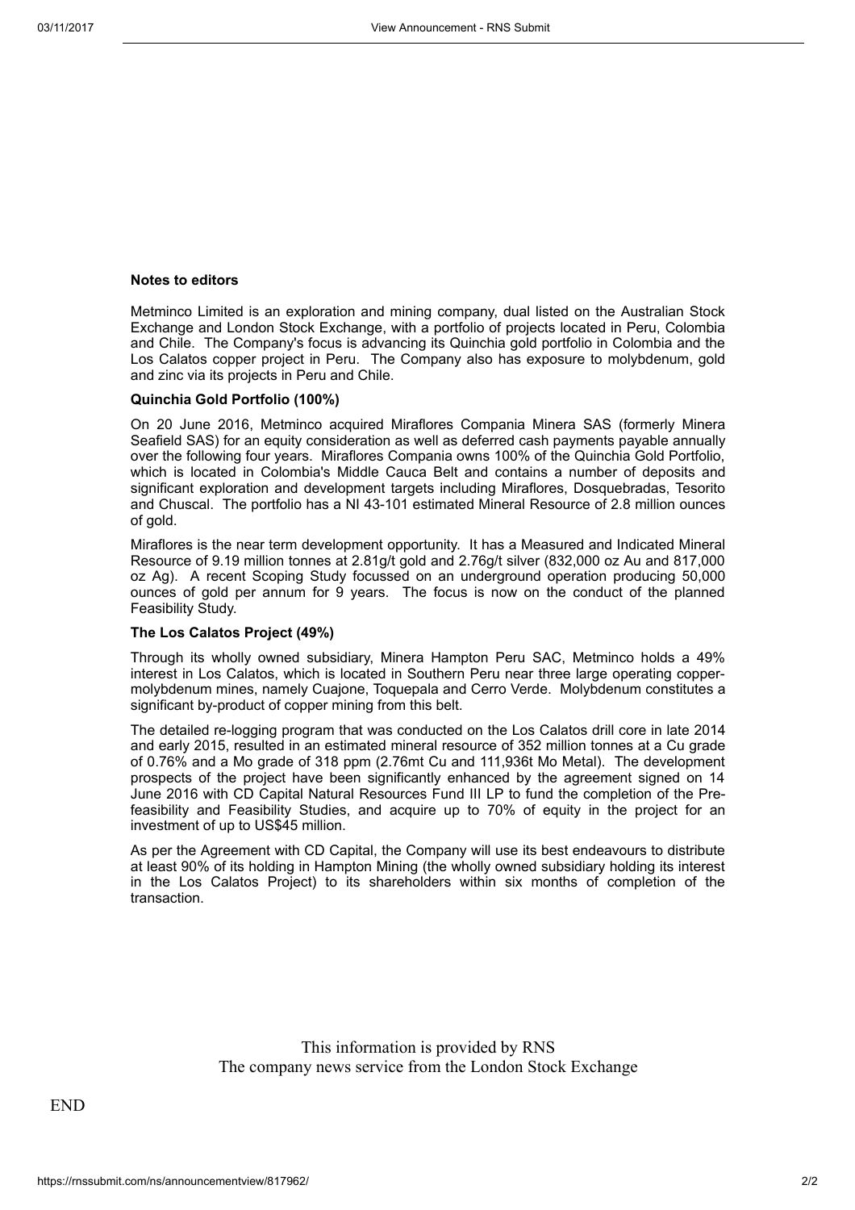**Notes to editors**

Metminco Limited is an exploration and mining company, dual listed on the Australian Stock Exchange and London Stock Exchange, with a portfolio of projects located in Peru, Colombia and Chile. The Company's focus is advancing its Quinchia gold portfolio in Colombia and the Los Calatos copper project in Peru. The Company also has exposure to molybdenum, gold and zinc via its projects in Peru and Chile.

**Quinchia Gold Portfolio (100%)**

On 20 June 2016, Metminco acquired Miraflores Compania Minera SAS (formerly Minera Seafield SAS) for an equity consideration as well as deferred cash payments payable annually over the following four years. Miraflores Compania owns 100% of the Quinchia Gold Portfolio, which is located in Colombia's Middle Cauca Belt and contains a number of deposits and significant exploration and development targets including Miraflores, Dosquebradas, Tesorito and Chuscal. The portfolio has a NI 43-101 estimated Mineral Resource of 2.8 million ounces of gold.

Miraflores is the near term development opportunity. It has a Measured and Indicated Mineral Resource of 9.19 million tonnes at 2.81g/t gold and 2.76g/t silver (832,000 oz Au and 817,000 oz Ag). A recent Scoping Study focussed on an underground operation producing 50,000 ounces of gold per annum for 9 years. The focus is now on the conduct of the planned Feasibility Study.

**The Los Calatos Project (49%)**

Through its wholly owned subsidiary, Minera Hampton Peru SAC, Metminco holds a 49% interest in Los Calatos, which is located in Southern Peru near three large operating copper-molybdenum mines, namely Cuajone, Toquepala and Cerro Verde. Molybdenum constitutes a significant by-product of copper mining from this belt.

The detailed re-logging program that was conducted on the Los Calatos drill core in late 2014 and early 2015, resulted in an estimated mineral resource of 352 million tonnes at a Cu grade of 0.76% and a Mo grade of 318 ppm (2.76mt Cu and 111,936t Mo Metal). The development prospects of the project have been significantly enhanced by the agreement signed on 14 June 2016 with CD Capital Natural Resources Fund III LP to fund the completion of the Pre-feasibility and Feasibility Studies, and acquire up to 70% of equity in the project for an investment of up to US$45 million.

As per the Agreement with CD Capital, the Company will use its best endeavours to distribute at least 90% of its holding in Hampton Mining (the wholly owned subsidiary holding its interest in the Los Calatos Project) to its shareholders within six months of completion of the transaction.

This information is provided by RNS
The company news service from the London Stock Exchange

END